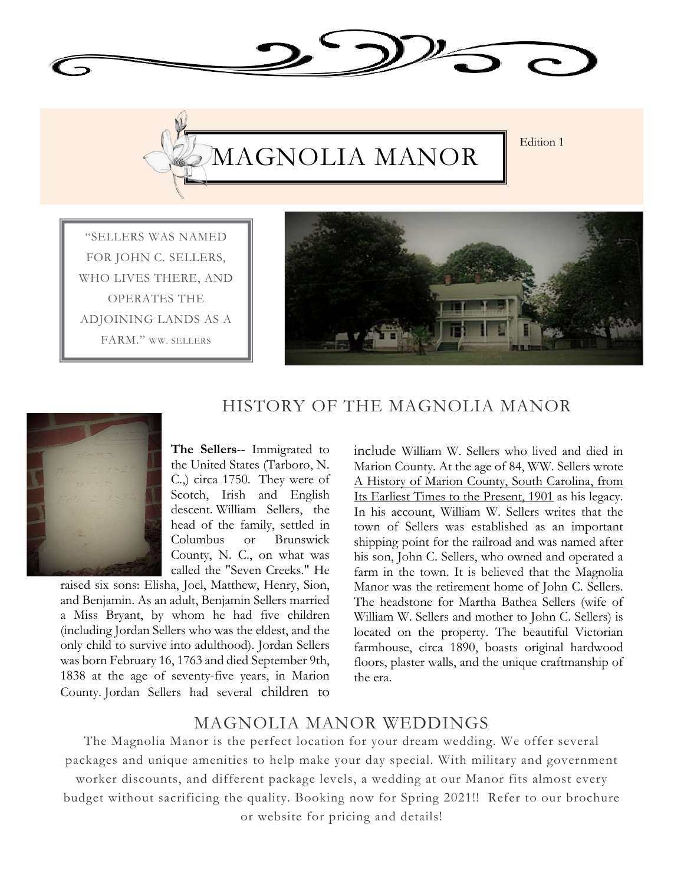# MAGNOLIA MANOR

Edition 1

> "SELLERS WAS NAMED FOR JOHN C. SELLERS, WHO LIVES THERE, AND OPERATES THE ADJOINING LANDS AS A FARM." WW. SELLERS

## HISTORY OF THE MAGNOLIA MANOR

**The Sellers**-- Immigrated to the United States (Tarboro, N. C.,) circa 1750. They were of Scotch, Irish and English descent. William Sellers, the head of the family, settled in Columbus or Brunswick County, N. C., on what was called the "Seven Creeks." He raised six sons: Elisha, Joel, Matthew, Henry, Sion, and Benjamin. As an adult, Benjamin Sellers married a Miss Bryant, by whom he had five children (including Jordan Sellers who was the eldest, and the only child to survive into adulthood). Jordan Sellers was born February 16, 1763 and died September 9th, 1838 at the age of seventy-five years, in Marion County. Jordan Sellers had several children to include William W. Sellers who lived and died in Marion County. At the age of 84, WW. Sellers wrote A History of Marion County, South Carolina, from Its Earliest Times to the Present, 1901 as his legacy. In his account, William W. Sellers writes that the town of Sellers was established as an important shipping point for the railroad and was named after his son, John C. Sellers, who owned and operated a farm in the town. It is believed that the Magnolia Manor was the retirement home of John C. Sellers. The headstone for Martha Bathea Sellers (wife of William W. Sellers and mother to John C. Sellers) is located on the property. The beautiful Victorian farmhouse, circa 1890, boasts original hardwood floors, plaster walls, and the unique craftmanship of the era.

## MAGNOLIA MANOR WEDDINGS

The Magnolia Manor is the perfect location for your dream wedding. We offer several packages and unique amenities to help make your day special. With military and government worker discounts, and different package levels, a wedding at our Manor fits almost every budget without sacrificing the quality. Booking now for Spring 2021!! Refer to our brochure or website for pricing and details!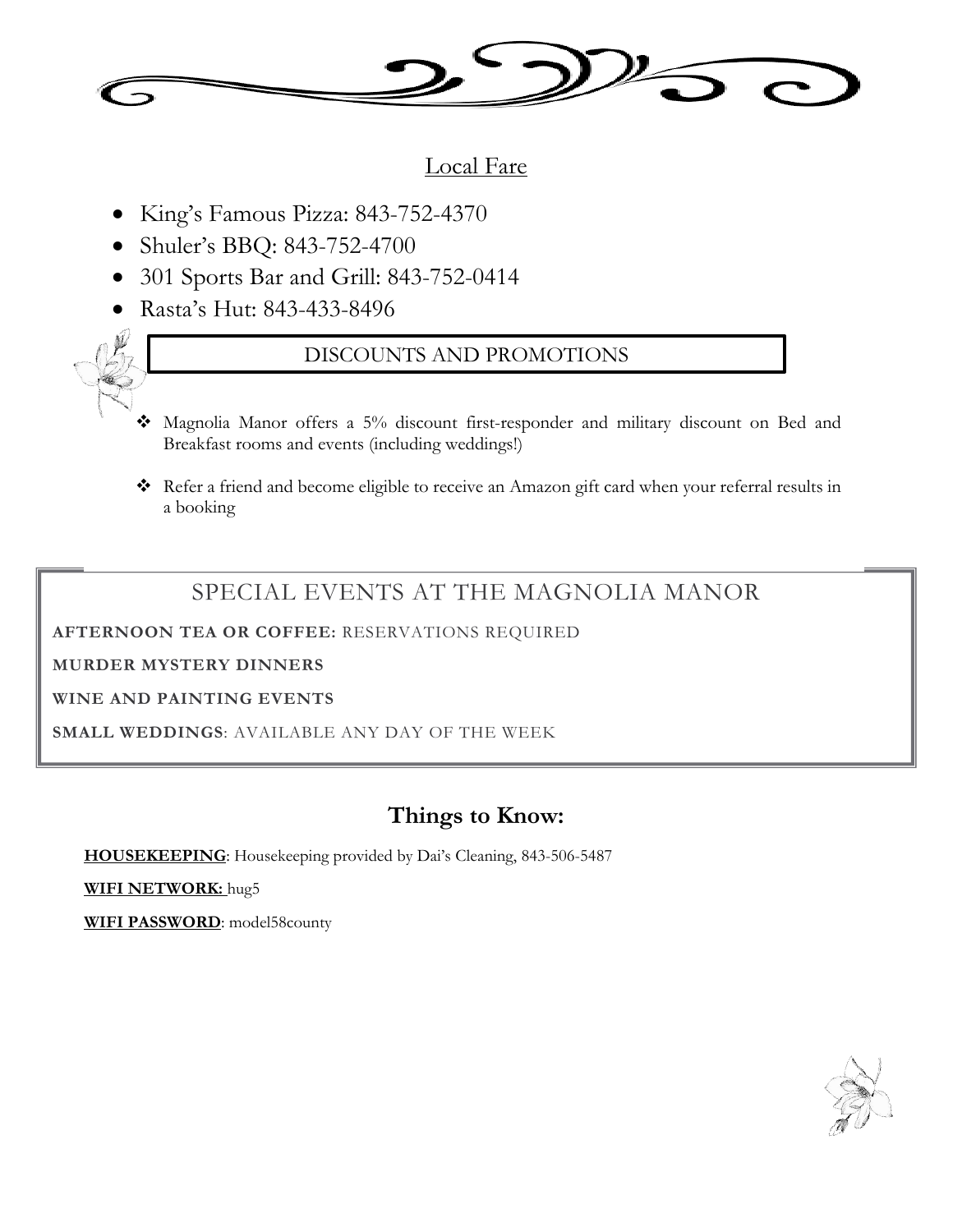## Local Fare

- King's Famous Pizza: 843-752-4370
- Shuler's BBQ: 843-752-4700
- 301 Sports Bar and Grill: 843-752-0414
- Rasta's Hut: 843-433-8496

## DISCOUNTS AND PROMOTIONS

- Magnolia Manor offers a 5% discount first-responder and military discount on Bed and Breakfast rooms and events (including weddings!)
- Refer a friend and become eligible to receive an Amazon gift card when your referral results in a booking

## SPECIAL EVENTS AT THE MAGNOLIA MANOR

**AFTERNOON TEA OR COFFEE:** RESERVATIONS REQUIRED

**MURDER MYSTERY DINNERS**

**WINE AND PAINTING EVENTS**

**SMALL WEDDINGS**: AVAILABLE ANY DAY OF THE WEEK

## Things to Know:

**HOUSEKEEPING**: Housekeeping provided by Dai's Cleaning, 843-506-5487

**WIFI NETWORK:** hug5

**WIFI PASSWORD**: model58county